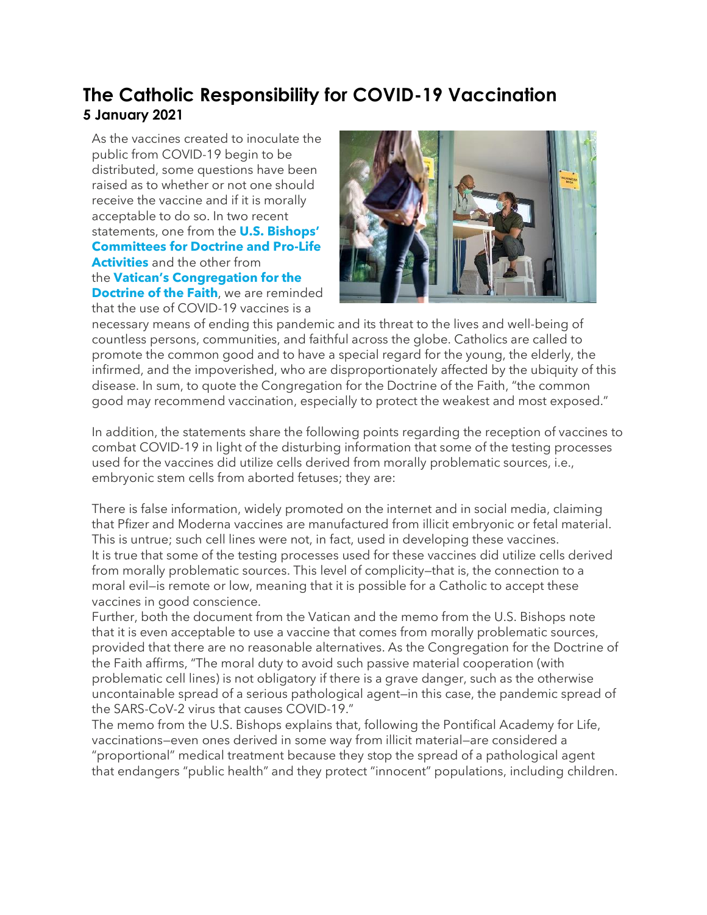# The Catholic Responsibility for COVID-19 Vaccination

**5 January 2021**

As the vaccines created to inoculate the public from COVID-19 begin to be distributed, some questions have been raised as to whether or not one should receive the vaccine and if it is morally acceptable to do so. In two recent statements, one from the **U.S. Bishops' Committees for Doctrine and Pro-Life Activities** and the other from the **Vatican's Congregation for the Doctrine of the Faith**, we are reminded that the use of COVID-19 vaccines is a necessary means of ending this pandemic and its threat to the lives and well-being of countless persons, communities, and faithful across the globe. Catholics are called to promote the common good and to have a special regard for the young, the elderly, the infirmed, and the impoverished, who are disproportionately affected by the ubiquity of this disease. In sum, to quote the Congregation for the Doctrine of the Faith, "the common good may recommend vaccination, especially to protect the weakest and most exposed."

In addition, the statements share the following points regarding the reception of vaccines to combat COVID-19 in light of the disturbing information that some of the testing processes used for the vaccines did utilize cells derived from morally problematic sources, i.e., embryonic stem cells from aborted fetuses; they are:

There is false information, widely promoted on the internet and in social media, claiming that Pfizer and Moderna vaccines are manufactured from illicit embryonic or fetal material. This is untrue; such cell lines were not, in fact, used in developing these vaccines.

It is true that some of the testing processes used for these vaccines did utilize cells derived from morally problematic sources. This level of complicity—that is, the connection to a moral evil—is remote or low, meaning that it is possible for a Catholic to accept these vaccines in good conscience.

Further, both the document from the Vatican and the memo from the U.S. Bishops note that it is even acceptable to use a vaccine that comes from morally problematic sources, provided that there are no reasonable alternatives. As the Congregation for the Doctrine of the Faith affirms, "The moral duty to avoid such passive material cooperation (with problematic cell lines) is not obligatory if there is a grave danger, such as the otherwise uncontainable spread of a serious pathological agent—in this case, the pandemic spread of the SARS-CoV-2 virus that causes COVID-19."

The memo from the U.S. Bishops explains that, following the Pontifical Academy for Life, vaccinations—even ones derived in some way from illicit material—are considered a "proportional" medical treatment because they stop the spread of a pathological agent that endangers "public health" and they protect "innocent" populations, including children.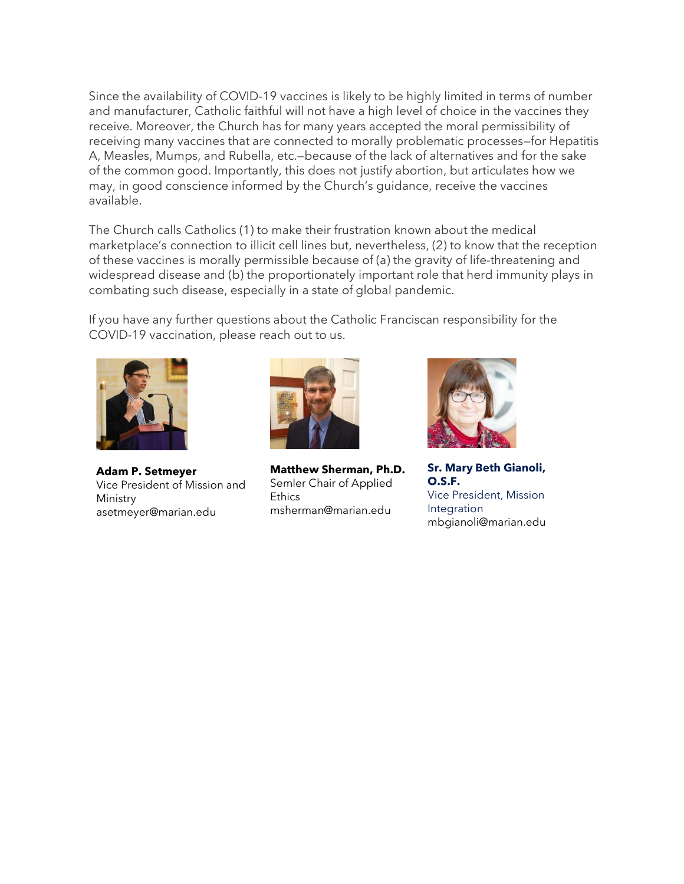Since the availability of COVID-19 vaccines is likely to be highly limited in terms of number and manufacturer, Catholic faithful will not have a high level of choice in the vaccines they receive. Moreover, the Church has for many years accepted the moral permissibility of receiving many vaccines that are connected to morally problematic processes—for Hepatitis A, Measles, Mumps, and Rubella, etc.—because of the lack of alternatives and for the sake of the common good. Importantly, this does not justify abortion, but articulates how we may, in good conscience informed by the Church's guidance, receive the vaccines available.

The Church calls Catholics (1) to make their frustration known about the medical marketplace's connection to illicit cell lines but, nevertheless, (2) to know that the reception of these vaccines is morally permissible because of (a) the gravity of life-threatening and widespread disease and (b) the proportionately important role that herd immunity plays in combating such disease, especially in a state of global pandemic.

If you have any further questions about the Catholic Franciscan responsibility for the COVID-19 vaccination, please reach out to us.

**Adam P. Setmeyer**
Vice President of Mission and Ministry
asetmeyer@marian.edu

**Matthew Sherman, Ph.D.**
Semler Chair of Applied Ethics
msherman@marian.edu

**Sr. Mary Beth Gianoli, O.S.F.**
Vice President, Mission Integration
mbgianoli@marian.edu